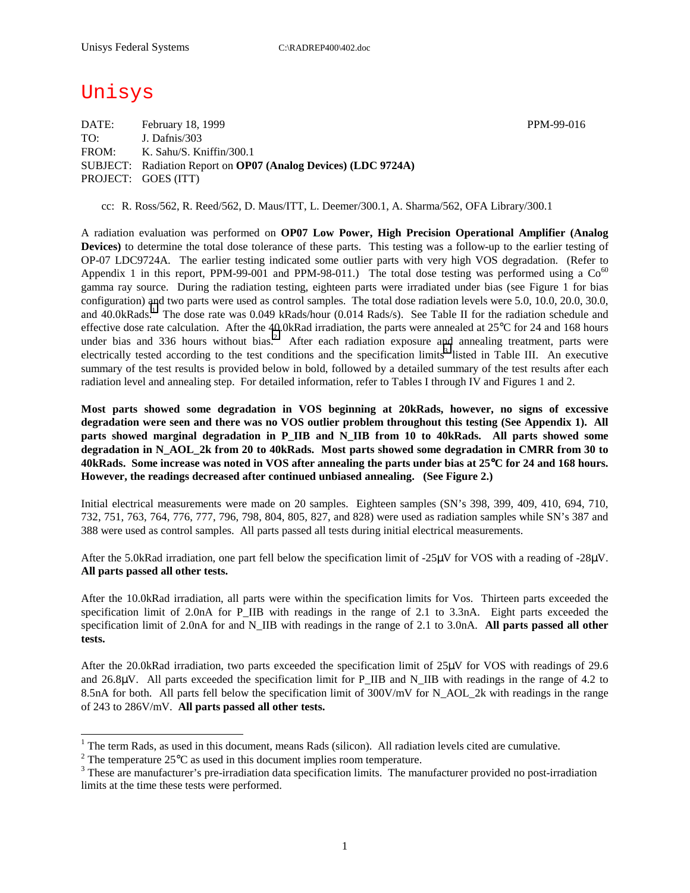Unisys

DATE: February 18, 1999 PPM-99-016
TO: J. Dafnis/303
FROM: K. Sahu/S. Kniffin/300.1
SUBJECT: Radiation Report on **OP07 (Analog Devices) (LDC 9724A)**
PROJECT: GOES (ITT)

cc: R. Ross/562, R. Reed/562, D. Maus/ITT, L. Deemer/300.1, A. Sharma/562, OFA Library/300.1

A radiation evaluation was performed on **OP07 Low Power, High Precision Operational Amplifier (Analog Devices)** to determine the total dose tolerance of these parts. This testing was a follow-up to the earlier testing of OP-07 LDC9724A. The earlier testing indicated some outlier parts with very high VOS degradation. (Refer to Appendix 1 in this report, PPM-99-001 and PPM-98-011.) The total dose testing was performed using a $Co^{60}$ gamma ray source. During the radiation testing, eighteen parts were irradiated under bias (see Figure 1 for bias configuration) and two parts were used as control samples. The total dose radiation levels were 5.0, 10.0, 20.0, 30.0, and 40.0kRads.[1] The dose rate was 0.049 kRads/hour (0.014 Rads/s). See Table II for the radiation schedule and effective dose rate calculation. After the 40.0kRad irradiation, the parts were annealed at 25°C for 24 and 168 hours under bias and 336 hours without bias.[2] After each radiation exposure and annealing treatment, parts were electrically tested according to the test conditions and the specification limits[3] listed in Table III. An executive summary of the test results is provided below in bold, followed by a detailed summary of the test results after each radiation level and annealing step. For detailed information, refer to Tables I through IV and Figures 1 and 2.

**Most parts showed some degradation in VOS beginning at 20kRads, however, no signs of excessive degradation were seen and there was no VOS outlier problem throughout this testing (See Appendix 1). All parts showed marginal degradation in P_IIB and N_IIB from 10 to 40kRads. All parts showed some degradation in N_AOL_2k from 20 to 40kRads. Most parts showed some degradation in CMRR from 30 to 40kRads. Some increase was noted in VOS after annealing the parts under bias at 25°C for 24 and 168 hours. However, the readings decreased after continued unbiased annealing. (See Figure 2.)**

Initial electrical measurements were made on 20 samples. Eighteen samples (SN's 398, 399, 409, 410, 694, 710, 732, 751, 763, 764, 776, 777, 796, 798, 804, 805, 827, and 828) were used as radiation samples while SN's 387 and 388 were used as control samples. All parts passed all tests during initial electrical measurements.

After the 5.0kRad irradiation, one part fell below the specification limit of -25µV for VOS with a reading of -28µV. **All parts passed all other tests.**

After the 10.0kRad irradiation, all parts were within the specification limits for Vos. Thirteen parts exceeded the specification limit of 2.0nA for P_IIB with readings in the range of 2.1 to 3.3nA. Eight parts exceeded the specification limit of 2.0nA for and N_IIB with readings in the range of 2.1 to 3.0nA. **All parts passed all other tests.**

After the 20.0kRad irradiation, two parts exceeded the specification limit of 25µV for VOS with readings of 29.6 and 26.8µV. All parts exceeded the specification limit for P_IIB and N_IIB with readings in the range of 4.2 to 8.5nA for both. All parts fell below the specification limit of 300V/mV for N_AOL_2k with readings in the range of 243 to 286V/mV. **All parts passed all other tests.**

---

[1] The term Rads, as used in this document, means Rads (silicon). All radiation levels cited are cumulative.

[2] The temperature 25°C as used in this document implies room temperature.

[3] These are manufacturer's pre-irradiation data specification limits. The manufacturer provided no post-irradiation limits at the time these tests were performed.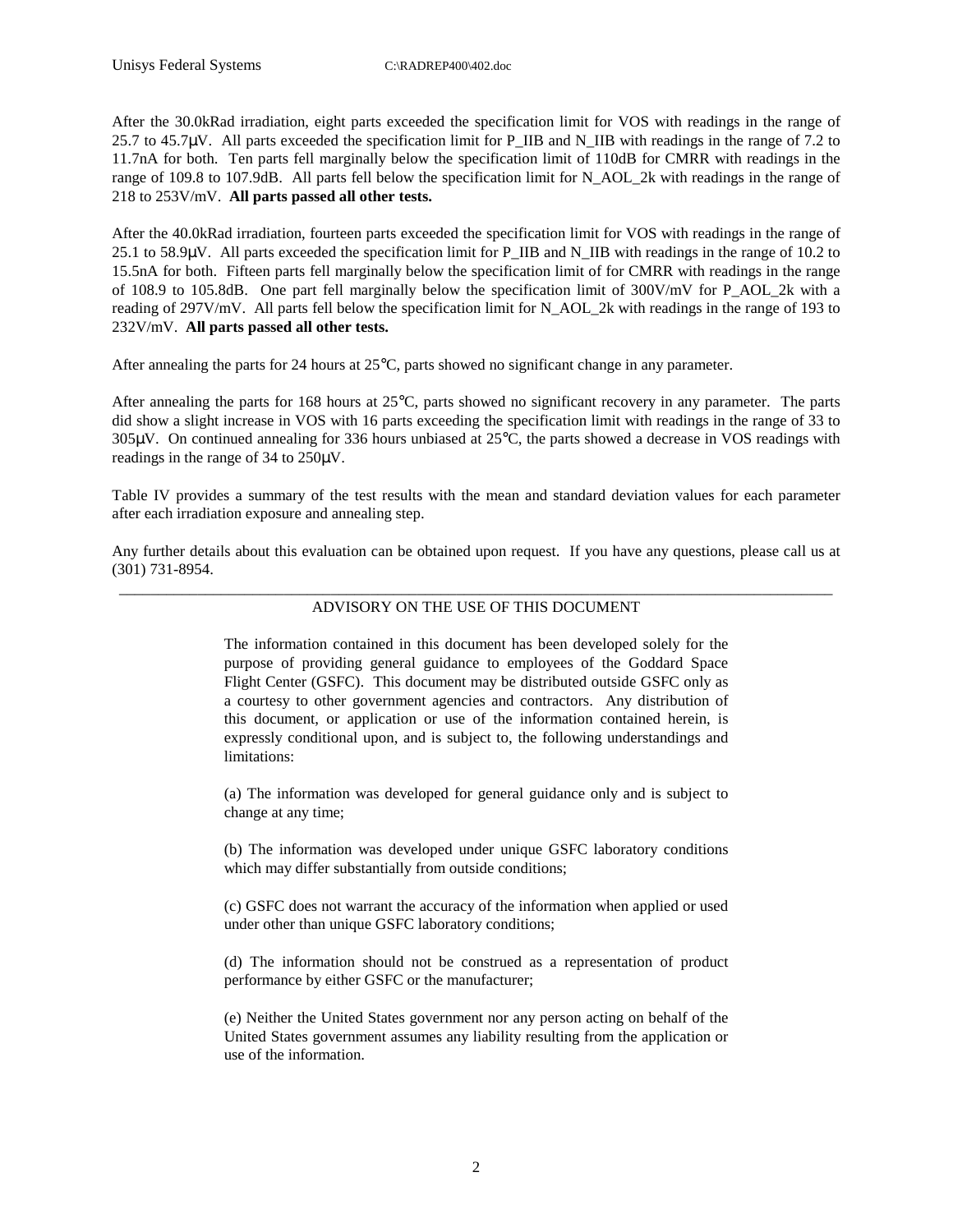After the 30.0kRad irradiation, eight parts exceeded the specification limit for VOS with readings in the range of 25.7 to 45.7μV. All parts exceeded the specification limit for P_IIB and N_IIB with readings in the range of 7.2 to 11.7nA for both. Ten parts fell marginally below the specification limit of 110dB for CMRR with readings in the range of 109.8 to 107.9dB. All parts fell below the specification limit for N_AOL_2k with readings in the range of 218 to 253V/mV. **All parts passed all other tests.**

After the 40.0kRad irradiation, fourteen parts exceeded the specification limit for VOS with readings in the range of 25.1 to 58.9μV. All parts exceeded the specification limit for P_IIB and N_IIB with readings in the range of 10.2 to 15.5nA for both. Fifteen parts fell marginally below the specification limit of for CMRR with readings in the range of 108.9 to 105.8dB. One part fell marginally below the specification limit of 300V/mV for P_AOL_2k with a reading of 297V/mV. All parts fell below the specification limit for N_AOL_2k with readings in the range of 193 to 232V/mV. **All parts passed all other tests.**

After annealing the parts for 24 hours at 25°C, parts showed no significant change in any parameter.

After annealing the parts for 168 hours at 25°C, parts showed no significant recovery in any parameter. The parts did show a slight increase in VOS with 16 parts exceeding the specification limit with readings in the range of 33 to 305μV. On continued annealing for 336 hours unbiased at 25°C, the parts showed a decrease in VOS readings with readings in the range of 34 to 250μV.

Table IV provides a summary of the test results with the mean and standard deviation values for each parameter after each irradiation exposure and annealing step.

Any further details about this evaluation can be obtained upon request. If you have any questions, please call us at (301) 731-8954.

---

ADVISORY ON THE USE OF THIS DOCUMENT

The information contained in this document has been developed solely for the purpose of providing general guidance to employees of the Goddard Space Flight Center (GSFC). This document may be distributed outside GSFC only as a courtesy to other government agencies and contractors. Any distribution of this document, or application or use of the information contained herein, is expressly conditional upon, and is subject to, the following understandings and limitations:

(a) The information was developed for general guidance only and is subject to change at any time;

(b) The information was developed under unique GSFC laboratory conditions which may differ substantially from outside conditions;

(c) GSFC does not warrant the accuracy of the information when applied or used under other than unique GSFC laboratory conditions;

(d) The information should not be construed as a representation of product performance by either GSFC or the manufacturer;

(e) Neither the United States government nor any person acting on behalf of the United States government assumes any liability resulting from the application or use of the information.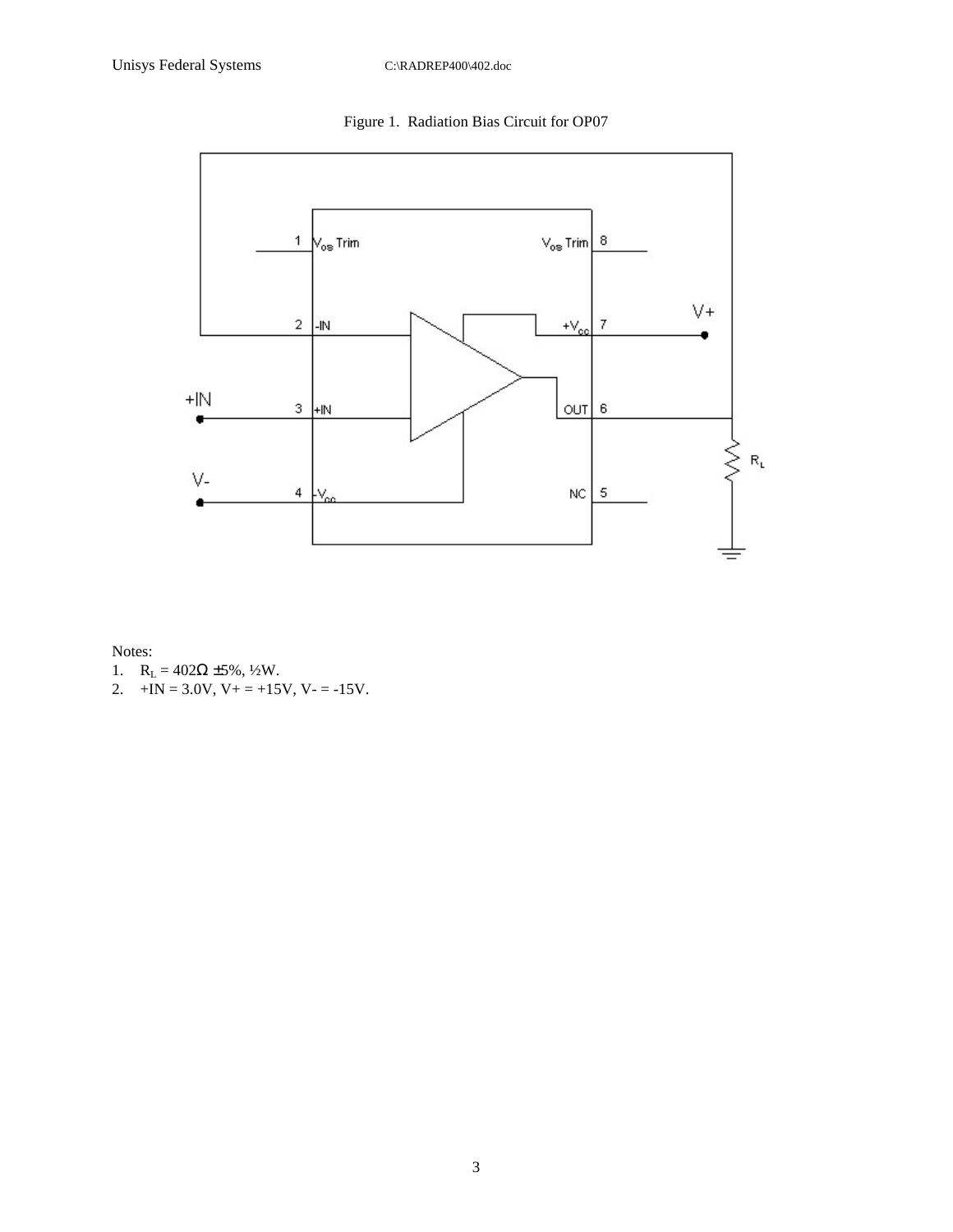Figure 1. Radiation Bias Circuit for OP07

Notes:

1. $R_L$ = 402Ω ±5%, ½W.
2. +IN = 3.0V, V+ = +15V, V- = -15V.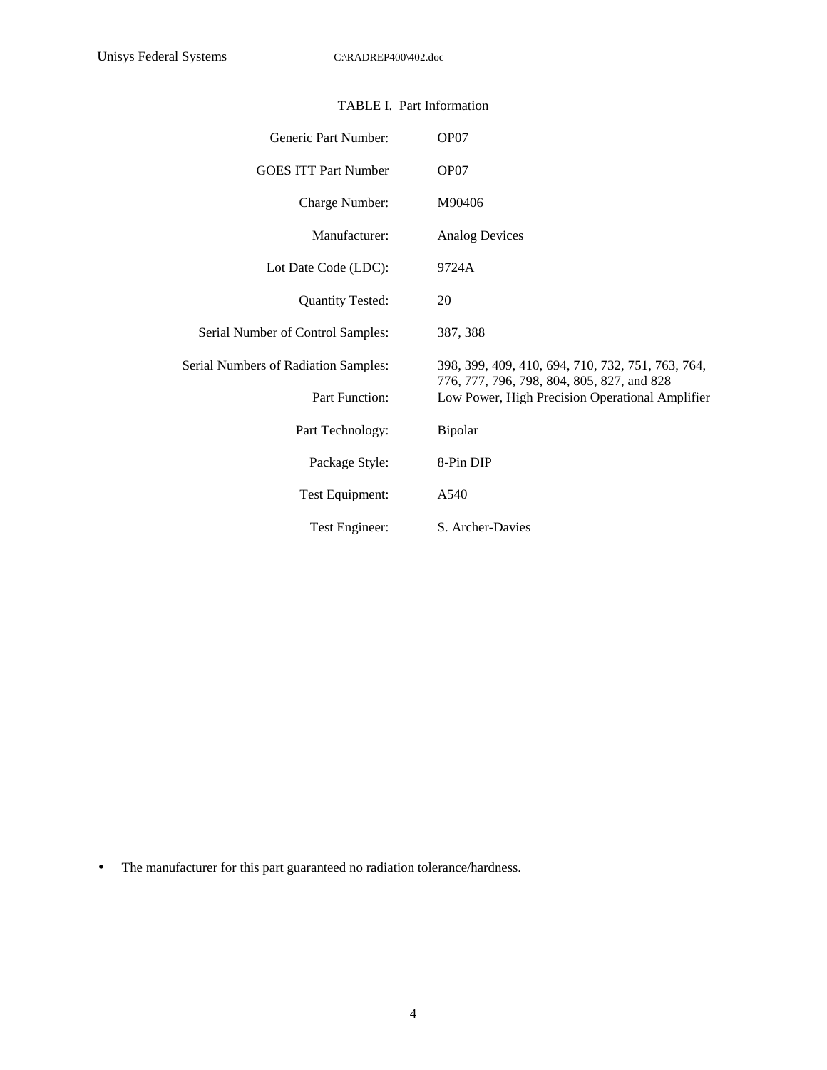TABLE I. Part Information

| | |
|---|---|
| Generic Part Number: | OP07 |
| GOES ITT Part Number | OP07 |
| Charge Number: | M90406 |
| Manufacturer: | Analog Devices |
| Lot Date Code (LDC): | 9724A |
| Quantity Tested: | 20 |
| Serial Number of Control Samples: | 387, 388 |
| Serial Numbers of Radiation Samples: | 398, 399, 409, 410, 694, 710, 732, 751, 763, 764, 776, 777, 796, 798, 804, 805, 827, and 828 |
| Part Function: | Low Power, High Precision Operational Amplifier |
| Part Technology: | Bipolar |
| Package Style: | 8-Pin DIP |
| Test Equipment: | A540 |
| Test Engineer: | S. Archer-Davies |

- The manufacturer for this part guaranteed no radiation tolerance/hardness.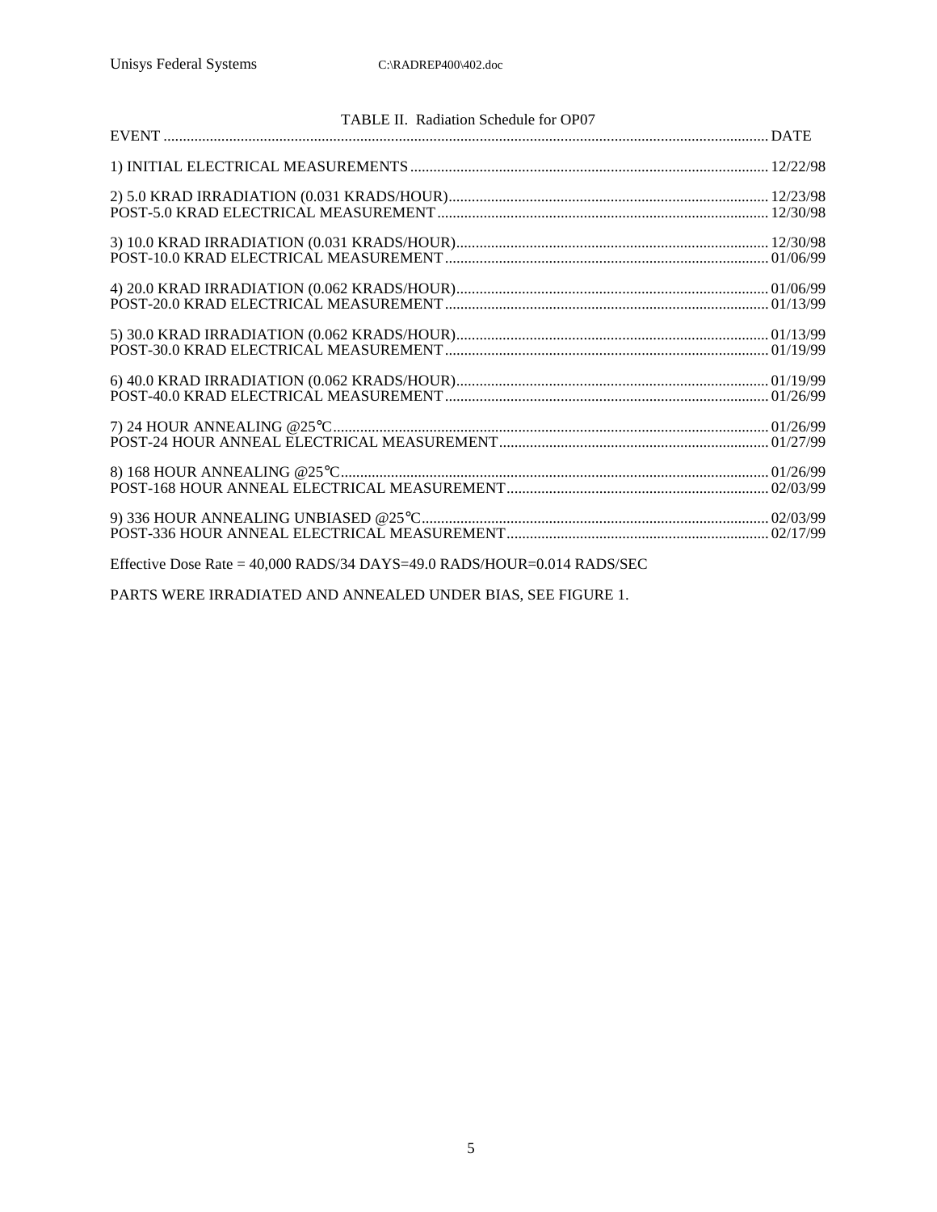TABLE II. Radiation Schedule for OP07

| EVENT | DATE |
|---|---|
| 1) INITIAL ELECTRICAL MEASUREMENTS | 12/22/98 |
| 2) 5.0 KRAD IRRADIATION (0.031 KRADS/HOUR) | 12/23/98 |
| POST-5.0 KRAD ELECTRICAL MEASUREMENT | 12/30/98 |
| 3) 10.0 KRAD IRRADIATION (0.031 KRADS/HOUR) | 12/30/98 |
| POST-10.0 KRAD ELECTRICAL MEASUREMENT | 01/06/99 |
| 4) 20.0 KRAD IRRADIATION (0.062 KRADS/HOUR) | 01/06/99 |
| POST-20.0 KRAD ELECTRICAL MEASUREMENT | 01/13/99 |
| 5) 30.0 KRAD IRRADIATION (0.062 KRADS/HOUR) | 01/13/99 |
| POST-30.0 KRAD ELECTRICAL MEASUREMENT | 01/19/99 |
| 6) 40.0 KRAD IRRADIATION (0.062 KRADS/HOUR) | 01/19/99 |
| POST-40.0 KRAD ELECTRICAL MEASUREMENT | 01/26/99 |
| 7) 24 HOUR ANNEALING @25°C | 01/26/99 |
| POST-24 HOUR ANNEAL ELECTRICAL MEASUREMENT | 01/27/99 |
| 8) 168 HOUR ANNEALING @25°C | 01/26/99 |
| POST-168 HOUR ANNEAL ELECTRICAL MEASUREMENT | 02/03/99 |
| 9) 336 HOUR ANNEALING UNBIASED @25°C | 02/03/99 |
| POST-336 HOUR ANNEAL ELECTRICAL MEASUREMENT | 02/17/99 |

Effective Dose Rate = 40,000 RADS/34 DAYS=49.0 RADS/HOUR=0.014 RADS/SEC

PARTS WERE IRRADIATED AND ANNEALED UNDER BIAS, SEE FIGURE 1.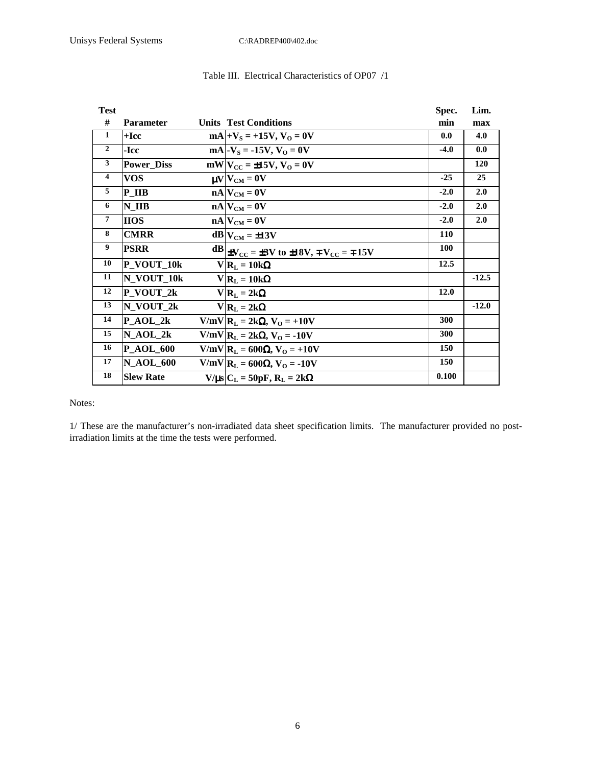Table III. Electrical Characteristics of OP07 /1

| Test # | Parameter | Units | Test Conditions | Spec. min | Lim. max |
|---|---|---|---|---|---|
| 1 | +Icc | mA | $+V_S = +15V$, $V_O = 0V$ | 0.0 | 4.0 |
| 2 | -Icc | mA | $-V_S = -15V$, $V_O = 0V$ | -4.0 | 0.0 |
| 3 | Power_Diss | mW | $V_{CC} = \pm 15V$, $V_O = 0V$ | | 120 |
| 4 | VOS | μV | $V_{CM} = 0V$ | -25 | 25 |
| 5 | P_IIB | nA | $V_{CM} = 0V$ | -2.0 | 2.0 |
| 6 | N_IIB | nA | $V_{CM} = 0V$ | -2.0 | 2.0 |
| 7 | IIOS | nA | $V_{CM} = 0V$ | -2.0 | 2.0 |
| 8 | CMRR | dB | $V_{CM} = \pm 13V$ | 110 | |
| 9 | PSRR | dB | $\pm V_{CC} = \pm 3V$ to $\pm 18V$, $\mp V_{CC} = \mp 15V$ | 100 | |
| 10 | P_VOUT_10k | V | $R_L = 10k\Omega$ | 12.5 | |
| 11 | N_VOUT_10k | V | $R_L = 10k\Omega$ | | -12.5 |
| 12 | P_VOUT_2k | V | $R_L = 2k\Omega$ | 12.0 | |
| 13 | N_VOUT_2k | V | $R_L = 2k\Omega$ | | -12.0 |
| 14 | P_AOL_2k | V/mV | $R_L = 2k\Omega$, $V_O = +10V$ | 300 | |
| 15 | N_AOL_2k | V/mV | $R_L = 2k\Omega$, $V_O = -10V$ | 300 | |
| 16 | P_AOL_600 | V/mV | $R_L = 600\Omega$, $V_O = +10V$ | 150 | |
| 17 | N_AOL_600 | V/mV | $R_L = 600\Omega$, $V_O = -10V$ | 150 | |
| 18 | Slew Rate | V/μs | $C_L = 50pF$, $R_L = 2k\Omega$ | 0.100 | |

Notes:

1/ These are the manufacturer's non-irradiated data sheet specification limits. The manufacturer provided no post-irradiation limits at the time the tests were performed.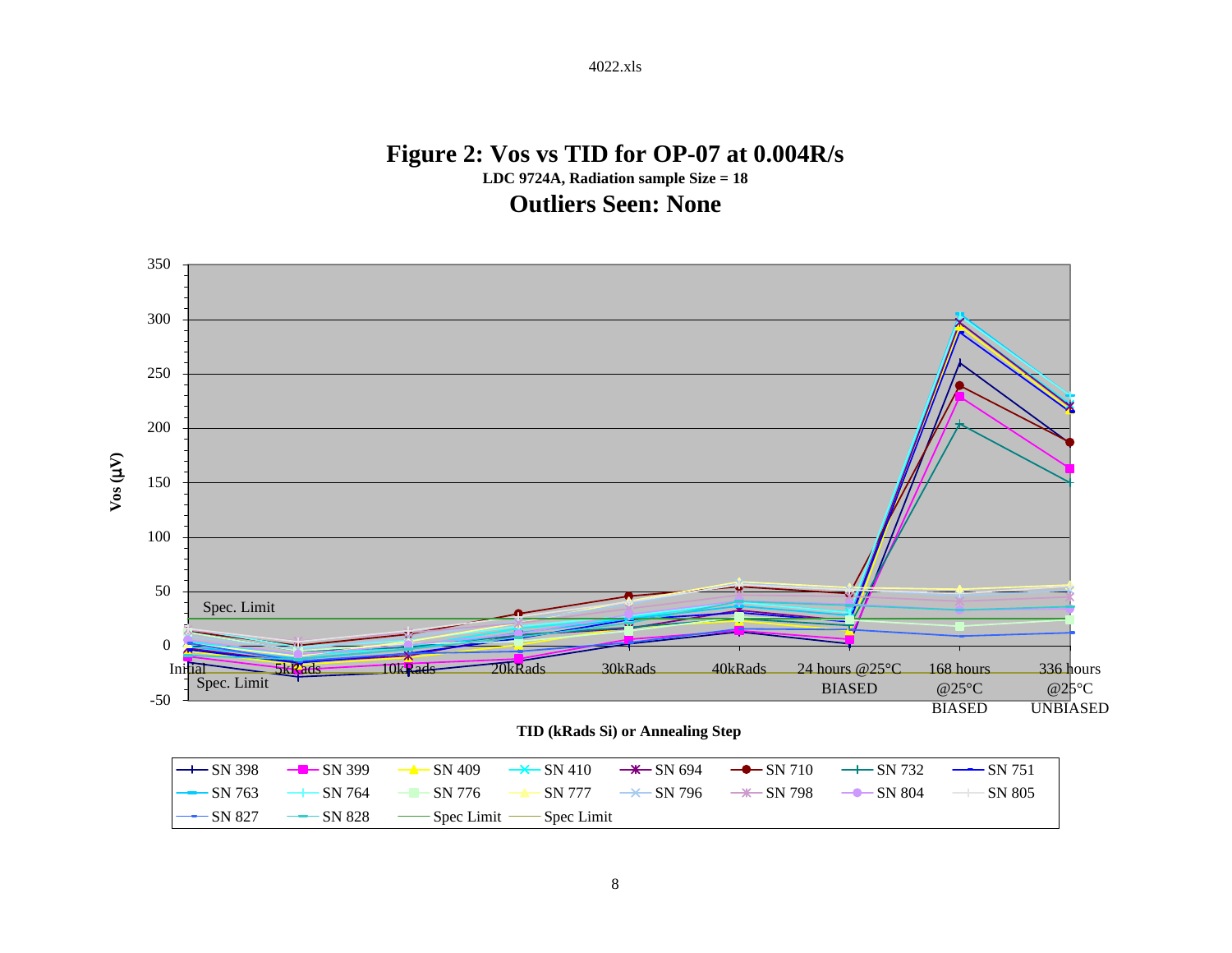# Figure 2: Vos vs TID for OP-07 at 0.004R/s

**LDC 9724A, Radiation sample Size = 18**

## Outliers Seen: None

Vos (µV)

350, 300, 250, 200, 150, 100, 50, 0, -50

Spec. Limit

Spec. Limit

Initial | 5kRads | 10kRads | 20kRads | 30kRads | 40kRads | 24 hours @25°C BIASED | 168 hours @25°C BIASED | 336 hours @25°C UNBIASED

**TID (kRads Si) or Annealing Step**

SN 398, SN 399, SN 409, SN 410, SN 694, SN 710, SN 732, SN 751, SN 763, SN 764, SN 776, SN 777, SN 796, SN 798, SN 804, SN 805, SN 827, SN 828, Spec Limit, Spec Limit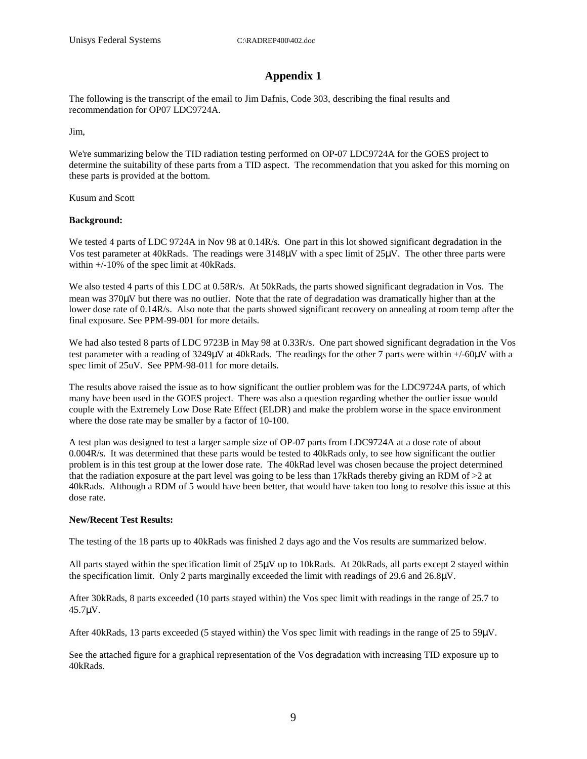# Appendix 1

The following is the transcript of the email to Jim Dafnis, Code 303, describing the final results and recommendation for OP07 LDC9724A.

Jim,

We're summarizing below the TID radiation testing performed on OP-07 LDC9724A for the GOES project to determine the suitability of these parts from a TID aspect. The recommendation that you asked for this morning on these parts is provided at the bottom.

Kusum and Scott

**Background:**

We tested 4 parts of LDC 9724A in Nov 98 at 0.14R/s. One part in this lot showed significant degradation in the Vos test parameter at 40kRads. The readings were 3148μV with a spec limit of 25μV. The other three parts were within +/-10% of the spec limit at 40kRads.

We also tested 4 parts of this LDC at 0.58R/s. At 50kRads, the parts showed significant degradation in Vos. The mean was 370μV but there was no outlier. Note that the rate of degradation was dramatically higher than at the lower dose rate of 0.14R/s. Also note that the parts showed significant recovery on annealing at room temp after the final exposure. See PPM-99-001 for more details.

We had also tested 8 parts of LDC 9723B in May 98 at 0.33R/s. One part showed significant degradation in the Vos test parameter with a reading of 3249μV at 40kRads. The readings for the other 7 parts were within +/-60μV with a spec limit of 25uV. See PPM-98-011 for more details.

The results above raised the issue as to how significant the outlier problem was for the LDC9724A parts, of which many have been used in the GOES project. There was also a question regarding whether the outlier issue would couple with the Extremely Low Dose Rate Effect (ELDR) and make the problem worse in the space environment where the dose rate may be smaller by a factor of 10-100.

A test plan was designed to test a larger sample size of OP-07 parts from LDC9724A at a dose rate of about 0.004R/s. It was determined that these parts would be tested to 40kRads only, to see how significant the outlier problem is in this test group at the lower dose rate. The 40kRad level was chosen because the project determined that the radiation exposure at the part level was going to be less than 17kRads thereby giving an RDM of >2 at 40kRads. Although a RDM of 5 would have been better, that would have taken too long to resolve this issue at this dose rate.

**New/Recent Test Results:**

The testing of the 18 parts up to 40kRads was finished 2 days ago and the Vos results are summarized below.

All parts stayed within the specification limit of 25μV up to 10kRads. At 20kRads, all parts except 2 stayed within the specification limit. Only 2 parts marginally exceeded the limit with readings of 29.6 and 26.8μV.

After 30kRads, 8 parts exceeded (10 parts stayed within) the Vos spec limit with readings in the range of 25.7 to 45.7μV.

After 40kRads, 13 parts exceeded (5 stayed within) the Vos spec limit with readings in the range of 25 to 59μV.

See the attached figure for a graphical representation of the Vos degradation with increasing TID exposure up to 40kRads.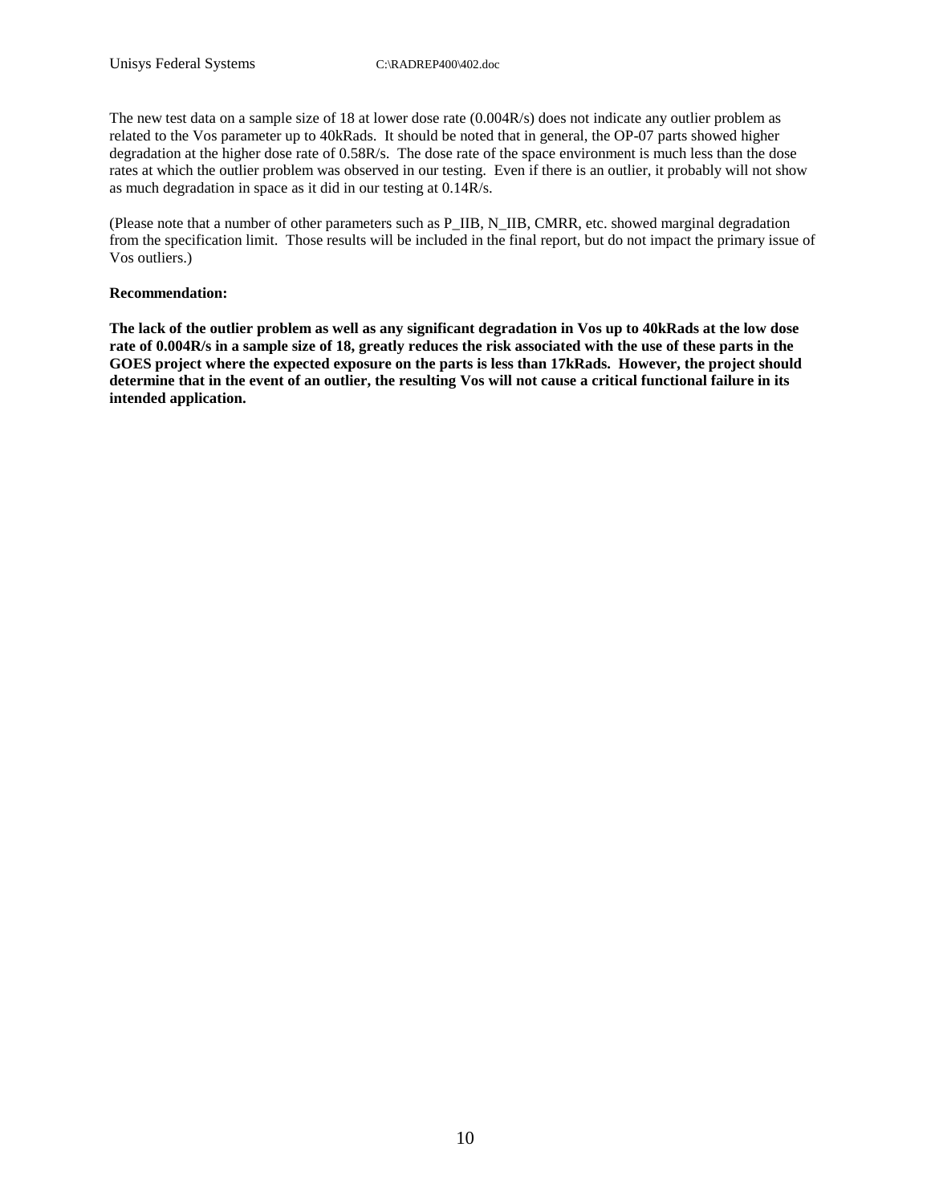The new test data on a sample size of 18 at lower dose rate (0.004R/s) does not indicate any outlier problem as related to the Vos parameter up to 40kRads. It should be noted that in general, the OP-07 parts showed higher degradation at the higher dose rate of 0.58R/s. The dose rate of the space environment is much less than the dose rates at which the outlier problem was observed in our testing. Even if there is an outlier, it probably will not show as much degradation in space as it did in our testing at 0.14R/s.

(Please note that a number of other parameters such as P_IIB, N_IIB, CMRR, etc. showed marginal degradation from the specification limit. Those results will be included in the final report, but do not impact the primary issue of Vos outliers.)

**Recommendation:**

**The lack of the outlier problem as well as any significant degradation in Vos up to 40kRads at the low dose rate of 0.004R/s in a sample size of 18, greatly reduces the risk associated with the use of these parts in the GOES project where the expected exposure on the parts is less than 17kRads. However, the project should determine that in the event of an outlier, the resulting Vos will not cause a critical functional failure in its intended application.**